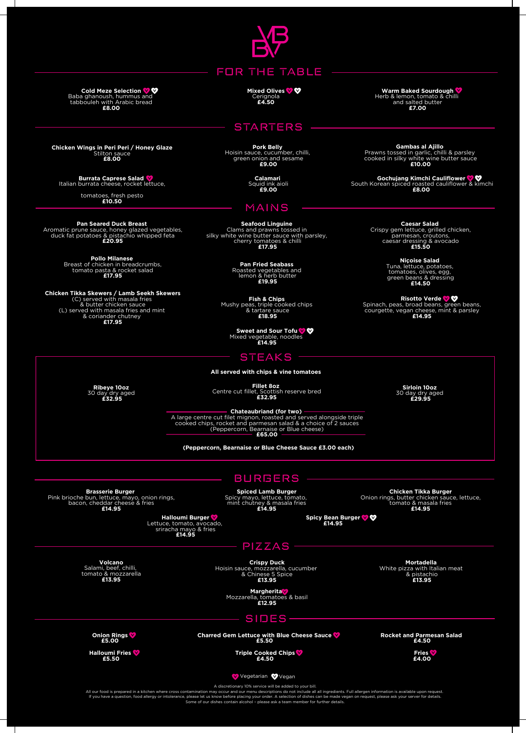## FOR THE TABLE

**Cold Meze Selection** (Vegetarian) (Vegan)
Baba ghanoush, hummus and tabbouleh with Arabic bread
**£8.00**

**Mixed Olives** (Vegetarian) (Vegan)
Cerignola
**£4.50**

**Warm Baked Sourdough** (Vegetarian)
Herb & lemon, tomato & chilli and salted butter
**£7.00**

## STARTERS

**Chicken Wings in Peri Peri / Honey Glaze**
Stilton sauce
**£8.00**

**Burrata Caprese Salad** (Vegetarian)
Italian burrata cheese, rocket lettuce,

tomatoes, fresh pesto
**£10.50**

**Pork Belly**
Hoisin sauce, cucumber, chilli, green onion and sesame
**£9.00**

**Calamari**
Squid ink aioli
**£9.00**

**Gambas al Ajillo**
Prawns tossed in garlic, chilli & parsley cooked in silky white wine butter sauce
**£10.00**

**Gochujang Kimchi Cauliflower** (Vegetarian) (Vegan)
South Korean spiced roasted cauliflower & kimchi
**£8.00**

## MAINS

**Pan Seared Duck Breast**
Aromatic prune sauce, honey glazed vegetables, duck fat potatoes & pistachio whipped feta
**£20.95**

**Pollo Milanese**
Breast of chicken in breadcrumbs, tomato pasta & rocket salad
**£17.95**

**Chicken Tikka Skewers / Lamb Seekh Skewers**
(C) served with masala fries & butter chicken sauce
(L) served with masala fries and mint & coriander chutney
**£17.95**

**Seafood Linguine**
Clams and prawns tossed in silky white wine butter sauce with parsley, cherry tomatoes & chilli
**£17.95**

**Pan Fried Seabass**
Roasted vegetables and lemon & herb butter
**£19.95**

**Fish & Chips**
Mushy peas, triple cooked chips & tartare sauce
**£18.95**

**Sweet and Sour Tofu** (Vegetarian) (Vegan)
Mixed vegetable, noodles
**£14.95**

**Caesar Salad**
Crispy gem lettuce, grilled chicken, parmesan, croutons, caesar dressing & avocado
**£15.50**

**Niçoise Salad**
Tuna, lettuce, potatoes, tomatoes, olives, egg, green beans & dressing
**£14.50**

**Risotto Verde** (Vegetarian) (Vegan)
Spinach, peas, broad beans, green beans, courgette, vegan cheese, mint & parsley
**£14.95**

## STEAKS

**All served with chips & vine tomatoes**

**Ribeye 10oz**
30 day dry aged
**£32.95**

**Fillet 8oz**
Centre cut fillet, Scottish reserve bred
**£32.95**

**Sirloin 10oz**
30 day dry aged
**£29.95**

**Chateaubriand (for two)**
A large centre cut filet mignon, roasted and served alongside triple cooked chips, rocket and parmesan salad & a choice of 2 sauces (Peppercorn, Bearnaise or Blue cheese)
**£65.00**

**(Peppercorn, Bearnaise or Blue Cheese Sauce £3.00 each)**

## BURGERS

**Brasserie Burger**
Pink brioche bun, lettuce, mayo, onion rings, bacon, cheddar cheese & fries
**£14.95**

**Spiced Lamb Burger**
Spicy mayo, lettuce, tomato, mint chutney & masala fries
**£14.95**

**Chicken Tikka Burger**
Onion rings, butter chicken sauce, lettuce, tomato & masala fries
**£14.95**

**Halloumi Burger** (Vegetarian)
Lettuce, tomato, avocado, sriracha mayo & fries
**£14.95**

**Spicy Bean Burger** (Vegetarian) (Vegan)
**£14.95**

## PIZZAS

**Volcano**
Salami, beef, chilli, tomato & mozzarella
**£13.95**

**Crispy Duck**
Hoisin sauce, mozzarella, cucumber & Chinese 5 Spice
**£13.95**

**Mortadella**
White pizza with Italian meat & pistachio
**£13.95**

**Margherita** (Vegetarian)
Mozzarella, tomatoes & basil
**£12.95**

## SIDES

**Onion Rings** (Vegetarian)
**£5.00**

**Halloumi Fries** (Vegetarian)
**£5.50**

**Charred Gem Lettuce with Blue Cheese Sauce** (Vegetarian)
**£5.50**

**Triple Cooked Chips** (Vegetarian)
**£4.50**

**Rocket and Parmesan Salad**
**£4.50**

**Fries** (Vegetarian)
**£4.00**

(Vegetarian) Vegetarian (Vegan) Vegan

A discretionary 10% service will be added to your bill.
All our food is prepared in a kitchen where cross contamination may occur and our menu descriptions do not include all all ingredients. Full allergen information is available upon request.
If you have a question, food allergy or intolerance, please let us know before placing your order. A selection of dishes can be made vegan on request, please ask your server for details.
Some of our dishes contain alcohol – please ask a team member for further details.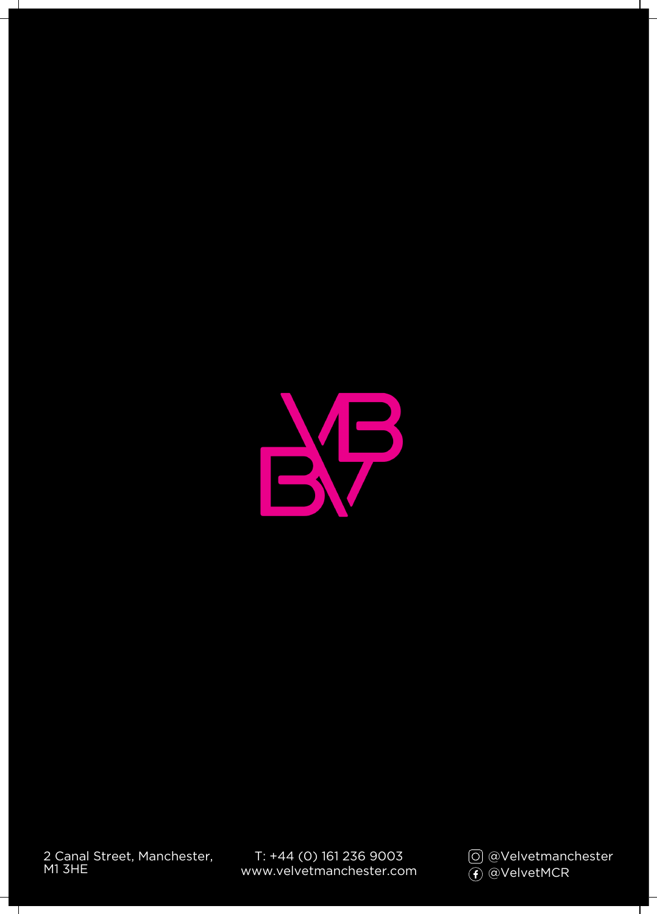2 Canal Street, Manchester,
M1 3HE

T: +44 (0) 161 236 9003
www.velvetmanchester.com

@Velvetmanchester
@VelvetMCR